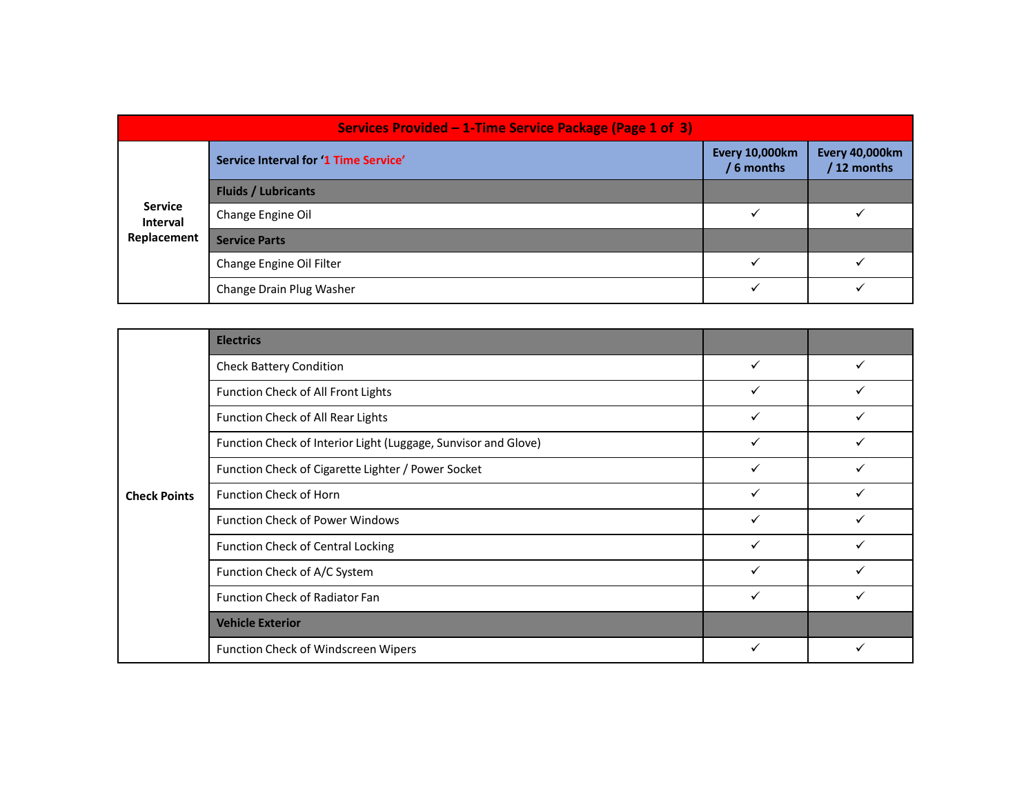| Services Provided – 1-Time Service Package (Page 1 of 3) | | | |
|---|---|---|---|
| | **Service Interval for '1 Time Service'** | **Every 10,000km / 6 months** | **Every 40,000km / 12 months** |
| **Service Interval Replacement** | **Fluids / Lubricants** | | |
| | Change Engine Oil | ✓ | ✓ |
| | **Service Parts** | | |
| | Change Engine Oil Filter | ✓ | ✓ |
| | Change Drain Plug Washer | ✓ | ✓ |

| | | | |
|---|---|---|---|
| **Check Points** | **Electrics** | | |
| | Check Battery Condition | ✓ | ✓ |
| | Function Check of All Front Lights | ✓ | ✓ |
| | Function Check of All Rear Lights | ✓ | ✓ |
| | Function Check of Interior Light (Luggage, Sunvisor and Glove) | ✓ | ✓ |
| | Function Check of Cigarette Lighter / Power Socket | ✓ | ✓ |
| | Function Check of Horn | ✓ | ✓ |
| | Function Check of Power Windows | ✓ | ✓ |
| | Function Check of Central Locking | ✓ | ✓ |
| | Function Check of A/C System | ✓ | ✓ |
| | Function Check of Radiator Fan | ✓ | ✓ |
| | **Vehicle Exterior** | | |
| | Function Check of Windscreen Wipers | ✓ | ✓ |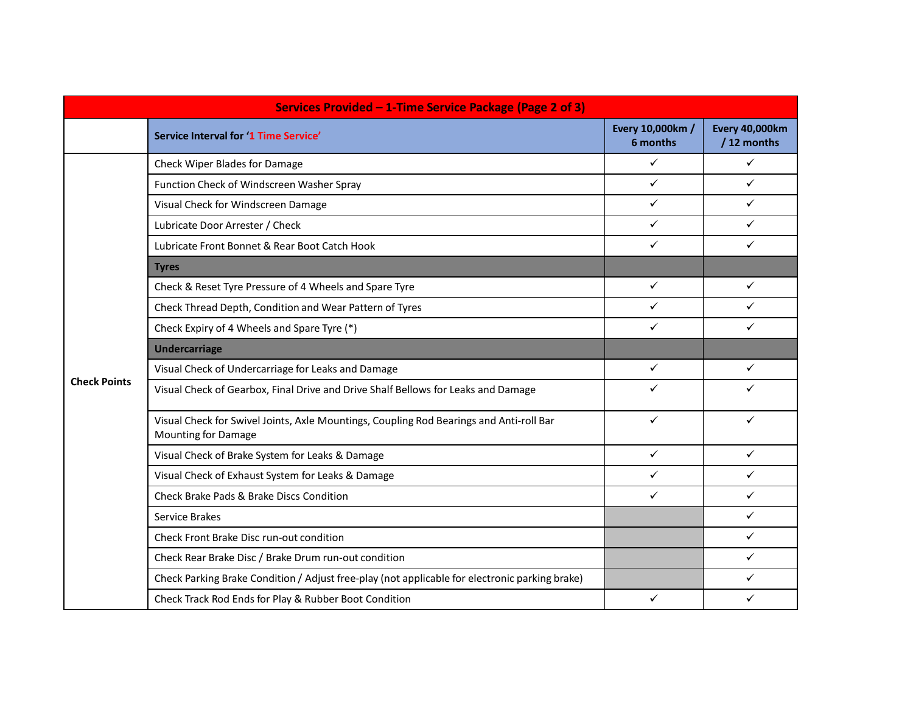| Services Provided – 1-Time Service Package (Page 2 of 3) | | | |
|---|---|---|---|
| | **Service Interval for '1 Time Service'** | **Every 10,000km / 6 months** | **Every 40,000km / 12 months** |
| **Check Points** | Check Wiper Blades for Damage | ✓ | ✓ |
| | Function Check of Windscreen Washer Spray | ✓ | ✓ |
| | Visual Check for Windscreen Damage | ✓ | ✓ |
| | Lubricate Door Arrester / Check | ✓ | ✓ |
| | Lubricate Front Bonnet & Rear Boot Catch Hook | ✓ | ✓ |
| | **Tyres** | | |
| | Check & Reset Tyre Pressure of 4 Wheels and Spare Tyre | ✓ | ✓ |
| | Check Thread Depth, Condition and Wear Pattern of Tyres | ✓ | ✓ |
| | Check Expiry of 4 Wheels and Spare Tyre (*) | ✓ | ✓ |
| | **Undercarriage** | | |
| | Visual Check of Undercarriage for Leaks and Damage | ✓ | ✓ |
| | Visual Check of Gearbox, Final Drive and Drive Shalf Bellows for Leaks and Damage | ✓ | ✓ |
| | Visual Check for Swivel Joints, Axle Mountings, Coupling Rod Bearings and Anti-roll Bar Mounting for Damage | ✓ | ✓ |
| | Visual Check of Brake System for Leaks & Damage | ✓ | ✓ |
| | Visual Check of Exhaust System for Leaks & Damage | ✓ | ✓ |
| | Check Brake Pads & Brake Discs Condition | ✓ | ✓ |
| | Service Brakes | | ✓ |
| | Check Front Brake Disc run-out condition | | ✓ |
| | Check Rear Brake Disc / Brake Drum run-out condition | | ✓ |
| | Check Parking Brake Condition / Adjust free-play (not applicable for electronic parking brake) | | ✓ |
| | Check Track Rod Ends for Play & Rubber Boot Condition | ✓ | ✓ |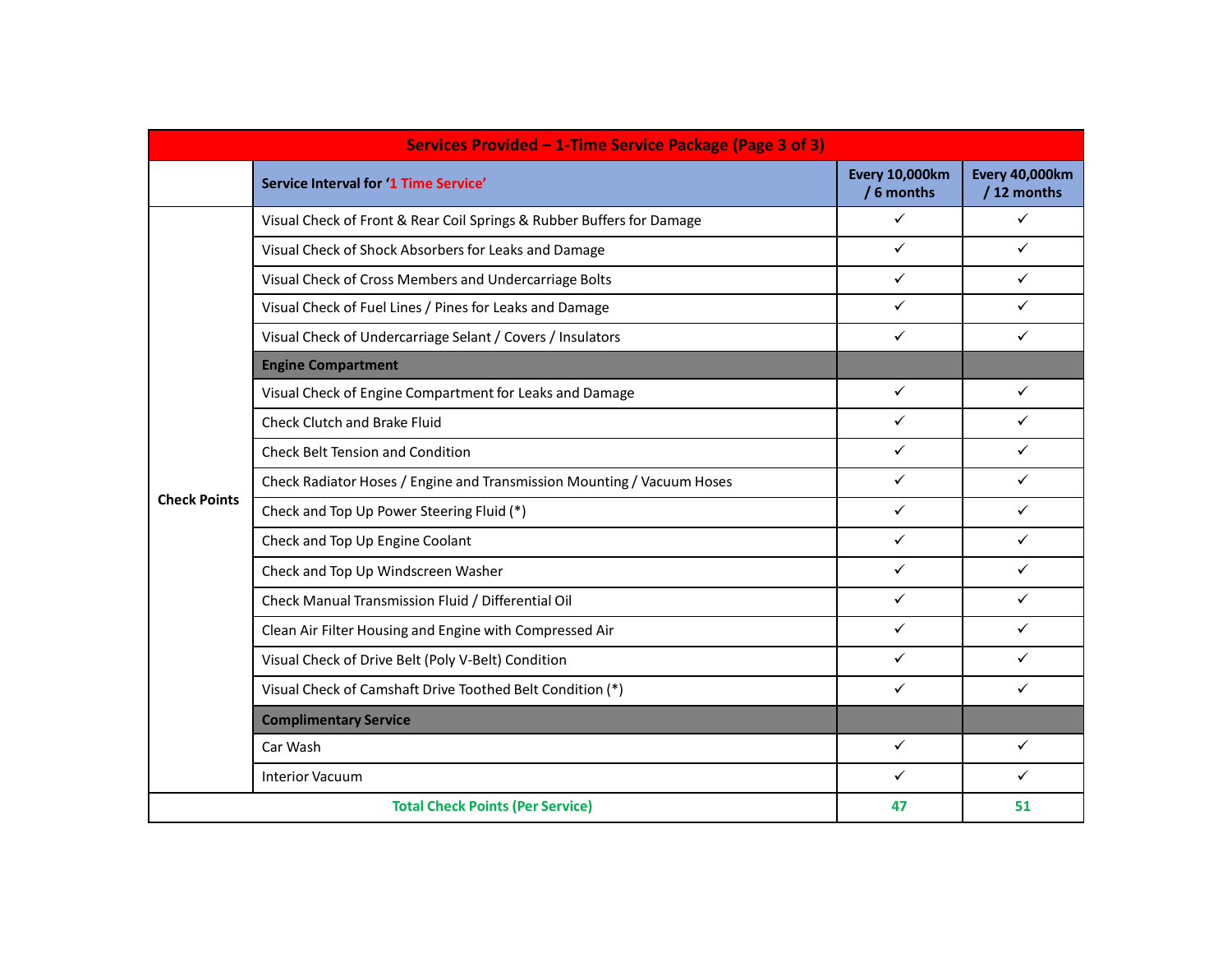| Services Provided – 1-Time Service Package (Page 3 of 3) | | | |
|---|---|---|---|
| | **Service Interval for '1 Time Service'** | **Every 10,000km / 6 months** | **Every 40,000km / 12 months** |
| **Check Points** | Visual Check of Front & Rear Coil Springs & Rubber Buffers for Damage | ✓ | ✓ |
| | Visual Check of Shock Absorbers for Leaks and Damage | ✓ | ✓ |
| | Visual Check of Cross Members and Undercarriage Bolts | ✓ | ✓ |
| | Visual Check of Fuel Lines / Pines for Leaks and Damage | ✓ | ✓ |
| | Visual Check of Undercarriage Selant / Covers / Insulators | ✓ | ✓ |
| | **Engine Compartment** | | |
| | Visual Check of Engine Compartment for Leaks and Damage | ✓ | ✓ |
| | Check Clutch and Brake Fluid | ✓ | ✓ |
| | Check Belt Tension and Condition | ✓ | ✓ |
| | Check Radiator Hoses / Engine and Transmission Mounting / Vacuum Hoses | ✓ | ✓ |
| | Check and Top Up Power Steering Fluid (*) | ✓ | ✓ |
| | Check and Top Up Engine Coolant | ✓ | ✓ |
| | Check and Top Up Windscreen Washer | ✓ | ✓ |
| | Check Manual Transmission Fluid / Differential Oil | ✓ | ✓ |
| | Clean Air Filter Housing and Engine with Compressed Air | ✓ | ✓ |
| | Visual Check of Drive Belt (Poly V-Belt) Condition | ✓ | ✓ |
| | Visual Check of Camshaft Drive Toothed Belt Condition (*) | ✓ | ✓ |
| | **Complimentary Service** | | |
| | Car Wash | ✓ | ✓ |
| | Interior Vacuum | ✓ | ✓ |
| **Total Check Points (Per Service)** | | **47** | **51** |